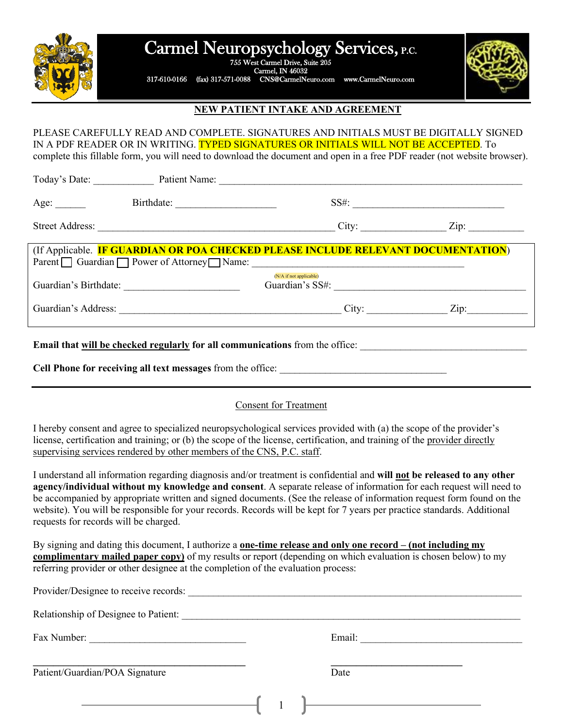# Carmel Neuropsychology Services, P.C.

755 West Carmel Drive, Suite 205
Carmel, IN 46032
317-610-0166 (fax) 317-571-0088 CNS@CarmelNeuro.com www.CarmelNeuro.com

## NEW PATIENT INTAKE AND AGREEMENT

PLEASE CAREFULLY READ AND COMPLETE. SIGNATURES AND INITIALS MUST BE DIGITALLY SIGNED IN A PDF READER OR IN WRITING. TYPED SIGNATURES OR INITIALS WILL NOT BE ACCEPTED. To complete this fillable form, you will need to download the document and open in a free PDF reader (not website browser).

Today's Date: ____________ Patient Name: ______________________________________________

Age: ______ Birthdate: ____________________ SS#: ______________________________

Street Address: ______________________________________________ City: ________________ Zip: ___________

(If Applicable. **IF GUARDIAN OR POA CHECKED PLEASE INCLUDE RELEVANT DOCUMENTATION**)
Parent ☐ Guardian ☐ Power of Attorney ☐ Name: ________________________________________

(N/A if not applicable)

Guardian's Birthdate: ______________________ Guardian's SS#: ______________________________________

Guardian's Address: ____________________________________________ City: _______________ Zip: ____________

**Email that <u>will be checked regularly</u> for all communications** from the office: ________________________________

**Cell Phone for receiving all text messages** from the office: ________________________________

---

<u>Consent for Treatment</u>

I hereby consent and agree to specialized neuropsychological services provided with (a) the scope of the provider's license, certification and training; or (b) the scope of the license, certification, and training of the <u>provider directly supervising services rendered by other members of the CNS, P.C. staff</u>.

I understand all information regarding diagnosis and/or treatment is confidential and **will <u>not</u> be released to any other agency/individual without my knowledge and consent**. A separate release of information for each request will need to be accompanied by appropriate written and signed documents. (See the release of information request form found on the website). You will be responsible for your records. Records will be kept for 7 years per practice standards. Additional requests for records will be charged.

By signing and dating this document, I authorize a **<u>one-time release and only one record – (not including my complimentary mailed paper copy)</u>** of my results or report (depending on which evaluation is chosen below) to my referring provider or other designee at the completion of the evaluation process:

Provider/Designee to receive records: ________________________________________________________________

Relationship of Designee to Patient: _________________________________________________________________

Fax Number: ______________________________ Email: ________________________________

______________________________________ ___________________________

Patient/Guardian/POA Signature Date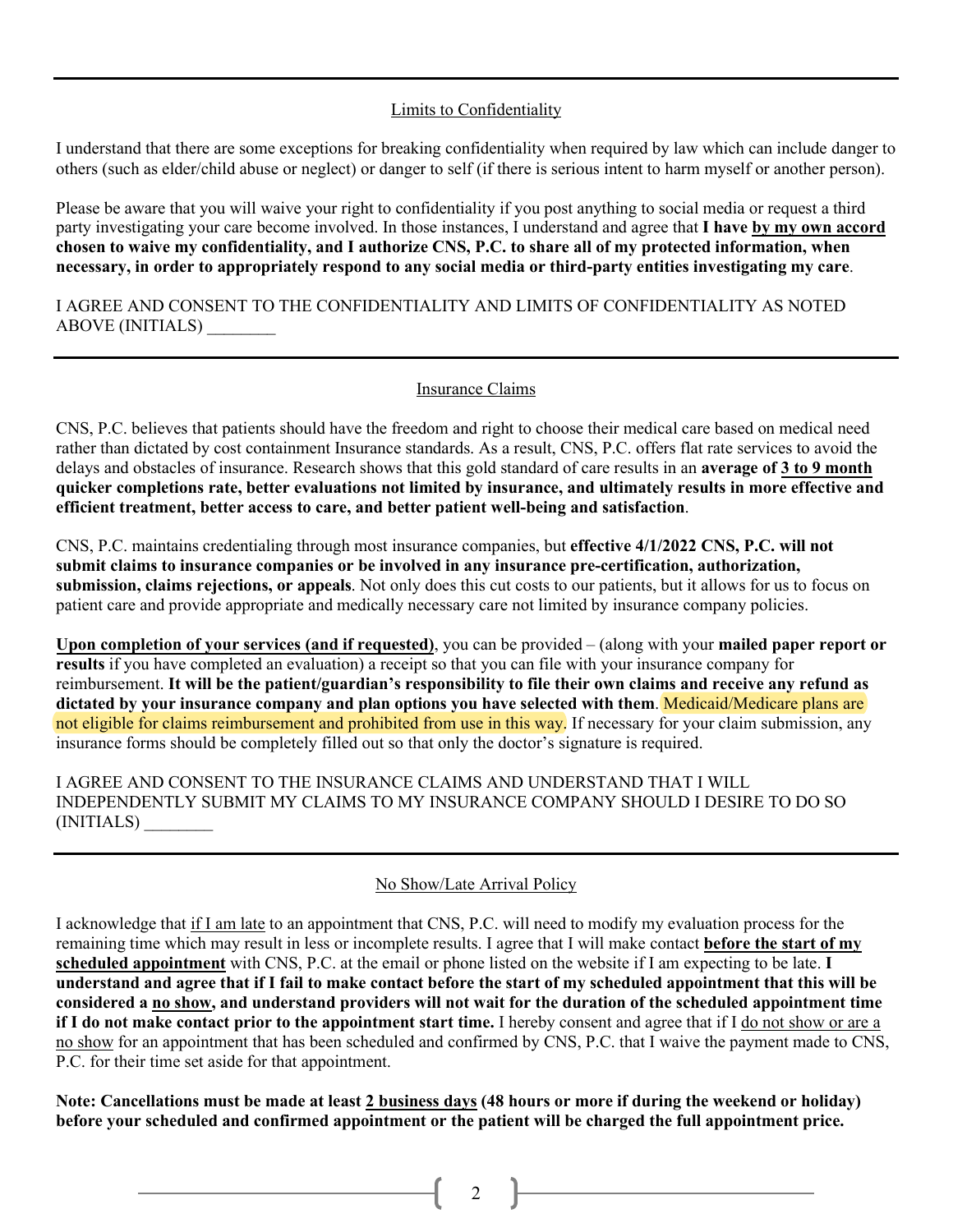## Limits to Confidentiality

I understand that there are some exceptions for breaking confidentiality when required by law which can include danger to others (such as elder/child abuse or neglect) or danger to self (if there is serious intent to harm myself or another person).

Please be aware that you will waive your right to confidentiality if you post anything to social media or request a third party investigating your care become involved. In those instances, I understand and agree that **I have by my own accord chosen to waive my confidentiality, and I authorize CNS, P.C. to share all of my protected information, when necessary, in order to appropriately respond to any social media or third-party entities investigating my care**.

I AGREE AND CONSENT TO THE CONFIDENTIALITY AND LIMITS OF CONFIDENTIALITY AS NOTED ABOVE (INITIALS) ________

---

## Insurance Claims

CNS, P.C. believes that patients should have the freedom and right to choose their medical care based on medical need rather than dictated by cost containment Insurance standards. As a result, CNS, P.C. offers flat rate services to avoid the delays and obstacles of insurance. Research shows that this gold standard of care results in an **average of 3 to 9 month quicker completions rate, better evaluations not limited by insurance, and ultimately results in more effective and efficient treatment, better access to care, and better patient well-being and satisfaction**.

CNS, P.C. maintains credentialing through most insurance companies, but **effective 4/1/2022 CNS, P.C. will not submit claims to insurance companies or be involved in any insurance pre-certification, authorization, submission, claims rejections, or appeals**. Not only does this cut costs to our patients, but it allows for us to focus on patient care and provide appropriate and medically necessary care not limited by insurance company policies.

**Upon completion of your services (and if requested)**, you can be provided – (along with your **mailed paper report or results** if you have completed an evaluation) a receipt so that you can file with your insurance company for reimbursement. **It will be the patient/guardian's responsibility to file their own claims and receive any refund as dictated by your insurance company and plan options you have selected with them**. Medicaid/Medicare plans are not eligible for claims reimbursement and prohibited from use in this way. If necessary for your claim submission, any insurance forms should be completely filled out so that only the doctor's signature is required.

I AGREE AND CONSENT TO THE INSURANCE CLAIMS AND UNDERSTAND THAT I WILL INDEPENDENTLY SUBMIT MY CLAIMS TO MY INSURANCE COMPANY SHOULD I DESIRE TO DO SO (INITIALS) ________

---

## No Show/Late Arrival Policy

I acknowledge that if I am late to an appointment that CNS, P.C. will need to modify my evaluation process for the remaining time which may result in less or incomplete results. I agree that I will make contact **before the start of my scheduled appointment** with CNS, P.C. at the email or phone listed on the website if I am expecting to be late. **I understand and agree that if I fail to make contact before the start of my scheduled appointment that this will be considered a no show, and understand providers will not wait for the duration of the scheduled appointment time if I do not make contact prior to the appointment start time.** I hereby consent and agree that if I do not show or are a no show for an appointment that has been scheduled and confirmed by CNS, P.C. that I waive the payment made to CNS, P.C. for their time set aside for that appointment.

**Note: Cancellations must be made at least 2 business days (48 hours or more if during the weekend or holiday) before your scheduled and confirmed appointment or the patient will be charged the full appointment price.**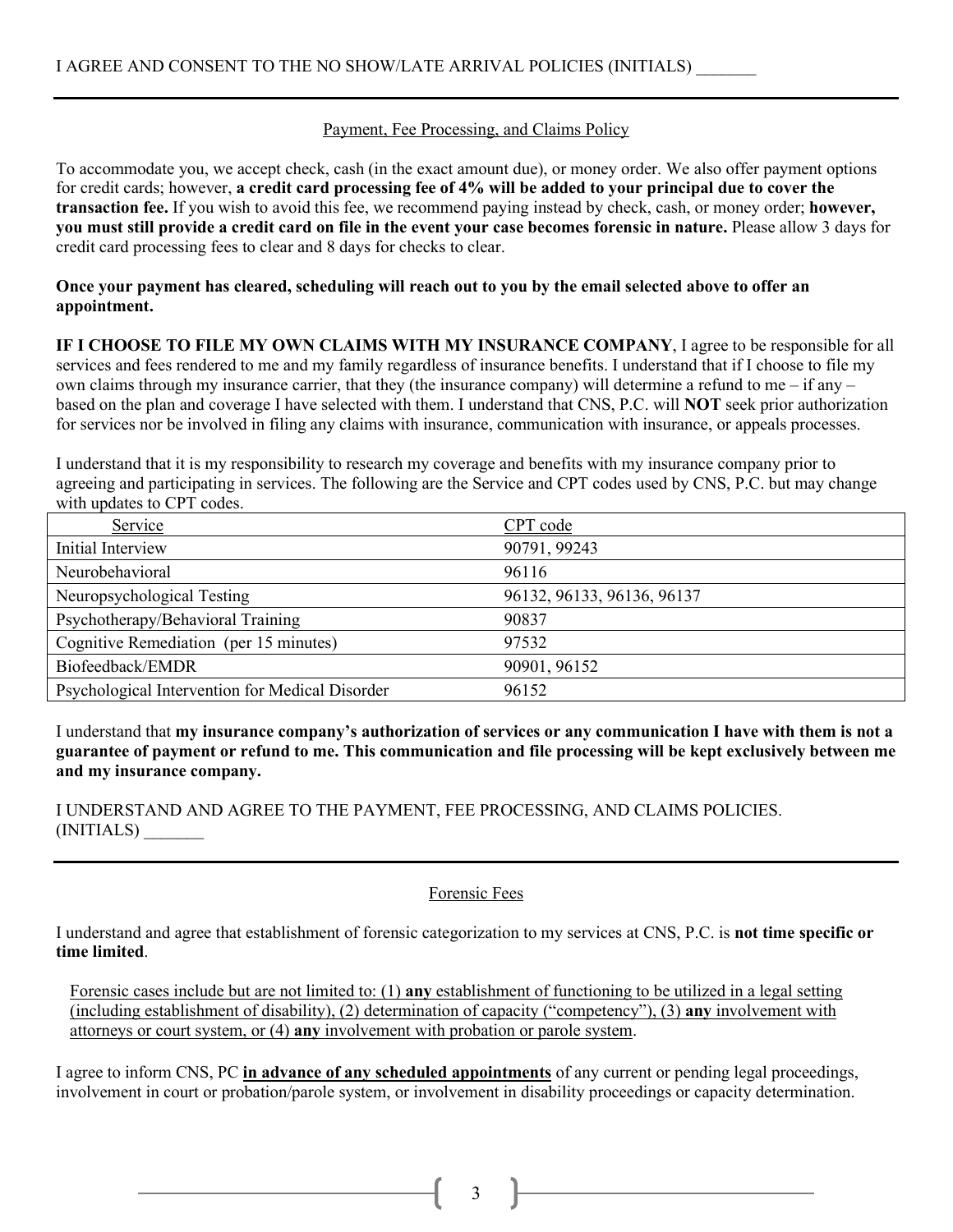I AGREE AND CONSENT TO THE NO SHOW/LATE ARRIVAL POLICIES (INITIALS) _______

---

## Payment, Fee Processing, and Claims Policy

To accommodate you, we accept check, cash (in the exact amount due), or money order. We also offer payment options for credit cards; however, **a credit card processing fee of 4% will be added to your principal due to cover the transaction fee.** If you wish to avoid this fee, we recommend paying instead by check, cash, or money order; **however, you must still provide a credit card on file in the event your case becomes forensic in nature.** Please allow 3 days for credit card processing fees to clear and 8 days for checks to clear.

**Once your payment has cleared, scheduling will reach out to you by the email selected above to offer an appointment.**

**IF I CHOOSE TO FILE MY OWN CLAIMS WITH MY INSURANCE COMPANY**, I agree to be responsible for all services and fees rendered to me and my family regardless of insurance benefits. I understand that if I choose to file my own claims through my insurance carrier, that they (the insurance company) will determine a refund to me – if any – based on the plan and coverage I have selected with them. I understand that CNS, P.C. will **NOT** seek prior authorization for services nor be involved in filing any claims with insurance, communication with insurance, or appeals processes.

I understand that it is my responsibility to research my coverage and benefits with my insurance company prior to agreeing and participating in services. The following are the Service and CPT codes used by CNS, P.C. but may change with updates to CPT codes.

| Service | CPT code |
|---|---|
| Initial Interview | 90791, 99243 |
| Neurobehavioral | 96116 |
| Neuropsychological Testing | 96132, 96133, 96136, 96137 |
| Psychotherapy/Behavioral Training | 90837 |
| Cognitive Remediation (per 15 minutes) | 97532 |
| Biofeedback/EMDR | 90901, 96152 |
| Psychological Intervention for Medical Disorder | 96152 |

I understand that **my insurance company's authorization of services or any communication I have with them is not a guarantee of payment or refund to me. This communication and file processing will be kept exclusively between me and my insurance company.**

I UNDERSTAND AND AGREE TO THE PAYMENT, FEE PROCESSING, AND CLAIMS POLICIES. (INITIALS) _______

---

## Forensic Fees

I understand and agree that establishment of forensic categorization to my services at CNS, P.C. is **not time specific or time limited**.

Forensic cases include but are not limited to: (1) **any** establishment of functioning to be utilized in a legal setting (including establishment of disability), (2) determination of capacity ("competency"), (3) **any** involvement with attorneys or court system, or (4) **any** involvement with probation or parole system.

I agree to inform CNS, PC **in advance of any scheduled appointments** of any current or pending legal proceedings, involvement in court or probation/parole system, or involvement in disability proceedings or capacity determination.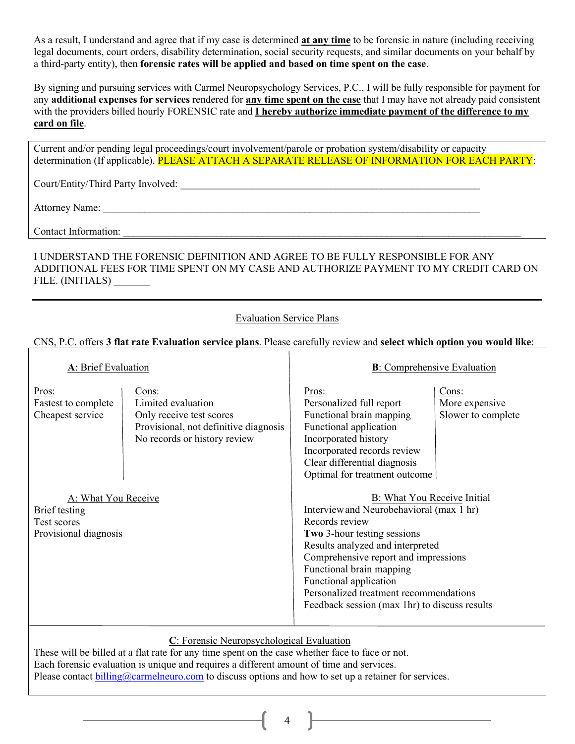As a result, I understand and agree that if my case is determined **at any time** to be forensic in nature (including receiving legal documents, court orders, disability determination, social security requests, and similar documents on your behalf by a third-party entity), then **forensic rates will be applied and based on time spent on the case**.

By signing and pursuing services with Carmel Neuropsychology Services, P.C., I will be fully responsible for payment for any **additional expenses for services** rendered for **any time spent on the case** that I may have not already paid consistent with the providers billed hourly FORENSIC rate and **I hereby authorize immediate payment of the difference to my card on file**.

Current and/or pending legal proceedings/court involvement/parole or probation system/disability or capacity determination (If applicable). PLEASE ATTACH A SEPARATE RELEASE OF INFORMATION FOR EACH PARTY:

Court/Entity/Third Party Involved: ____________________________________________________________

Attorney Name: ____________________________________________________________________________

Contact Information: ________________________________________________________________________

I UNDERSTAND THE FORENSIC DEFINITION AND AGREE TO BE FULLY RESPONSIBLE FOR ANY ADDITIONAL FEES FOR TIME SPENT ON MY CASE AND AUTHORIZE PAYMENT TO MY CREDIT CARD ON FILE. (INITIALS) _______

---

## Evaluation Service Plans

CNS, P.C. offers **3 flat rate Evaluation service plans**. Please carefully review and **select which option you would like**:

### A: Brief Evaluation

| Pros: | Cons: |
|---|---|
| Fastest to complete<br>Cheapest service | Limited evaluation<br>Only receive test scores<br>Provisional, not definitive diagnosis<br>No records or history review |

**A: What You Receive**

- Brief testing
- Test scores
- Provisional diagnosis

### B: Comprehensive Evaluation

| Pros: | Cons: |
|---|---|
| Personalized full report<br>Functional brain mapping<br>Functional application<br>Incorporated history<br>Incorporated records review<br>Clear differential diagnosis<br>Optimal for treatment outcome | More expensive<br>Slower to complete |

**B: What You Receive**

- Initial Interview and Neurobehavioral (max 1 hr)
- Records review
- **Two** 3-hour testing sessions
- Results analyzed and interpreted
- Comprehensive report and impressions
- Functional brain mapping
- Functional application
- Personalized treatment recommendations
- Feedback session (max 1hr) to discuss results

### C: Forensic Neuropsychological Evaluation

These will be billed at a flat rate for any time spent on the case whether face to face or not.
Each forensic evaluation is unique and requires a different amount of time and services.
Please contact billing@carmelneuro.com to discuss options and how to set up a retainer for services.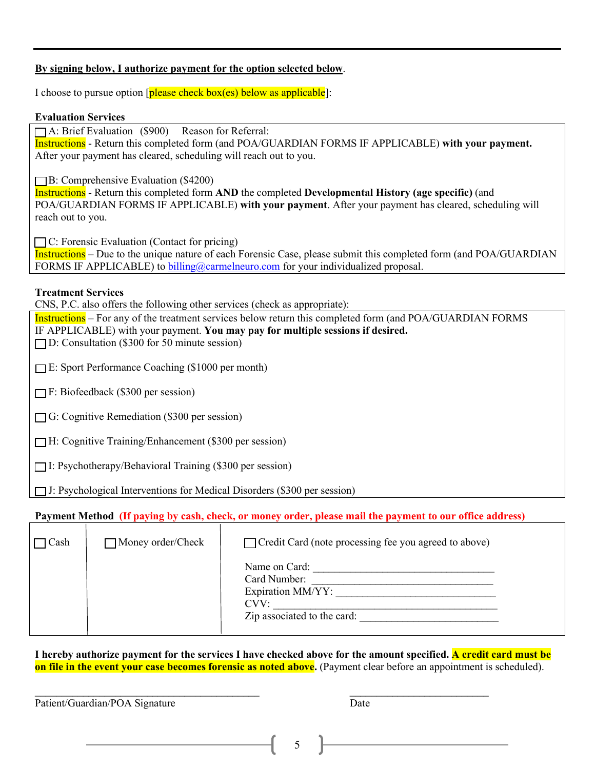**By signing below, I authorize payment for the option selected below**.

I choose to pursue option [please check box(es) below as applicable]:

**Evaluation Services**

☐ A: Brief Evaluation ($900) Reason for Referral:
Instructions - Return this completed form (and POA/GUARDIAN FORMS IF APPLICABLE) **with your payment.** After your payment has cleared, scheduling will reach out to you.

☐ B: Comprehensive Evaluation ($4200)
Instructions - Return this completed form **AND** the completed **Developmental History (age specific)** (and POA/GUARDIAN FORMS IF APPLICABLE) **with your payment**. After your payment has cleared, scheduling will reach out to you.

☐ C: Forensic Evaluation (Contact for pricing)
Instructions – Due to the unique nature of each Forensic Case, please submit this completed form (and POA/GUARDIAN FORMS IF APPLICABLE) to billing@carmelneuro.com for your individualized proposal.

**Treatment Services**

CNS, P.C. also offers the following other services (check as appropriate):

Instructions – For any of the treatment services below return this completed form (and POA/GUARDIAN FORMS IF APPLICABLE) with your payment. **You may pay for multiple sessions if desired.**

☐ D: Consultation ($300 for 50 minute session)

☐ E: Sport Performance Coaching ($1000 per month)

☐ F: Biofeedback ($300 per session)

☐ G: Cognitive Remediation ($300 per session)

☐ H: Cognitive Training/Enhancement ($300 per session)

☐ I: Psychotherapy/Behavioral Training ($300 per session)

☐ J: Psychological Interventions for Medical Disorders ($300 per session)

**Payment Method (If paying by cash, check, or money order, please mail the payment to our office address)**

| ☐ Cash | ☐ Money order/Check | ☐ Credit Card (note processing fee you agreed to above) |
|---|---|---|
| | | Name on Card: ______________________ |
| | | Card Number: ______________________ |
| | | Expiration MM/YY: ______________________ |
| | | CVV: ______________________ |
| | | Zip associated to the card: ______________________ |

**I hereby authorize payment for the services I have checked above for the amount specified. A credit card must be on file in the event your case becomes forensic as noted above.** (Payment clear before an appointment is scheduled).

______________________________ ______________________

Patient/Guardian/POA Signature Date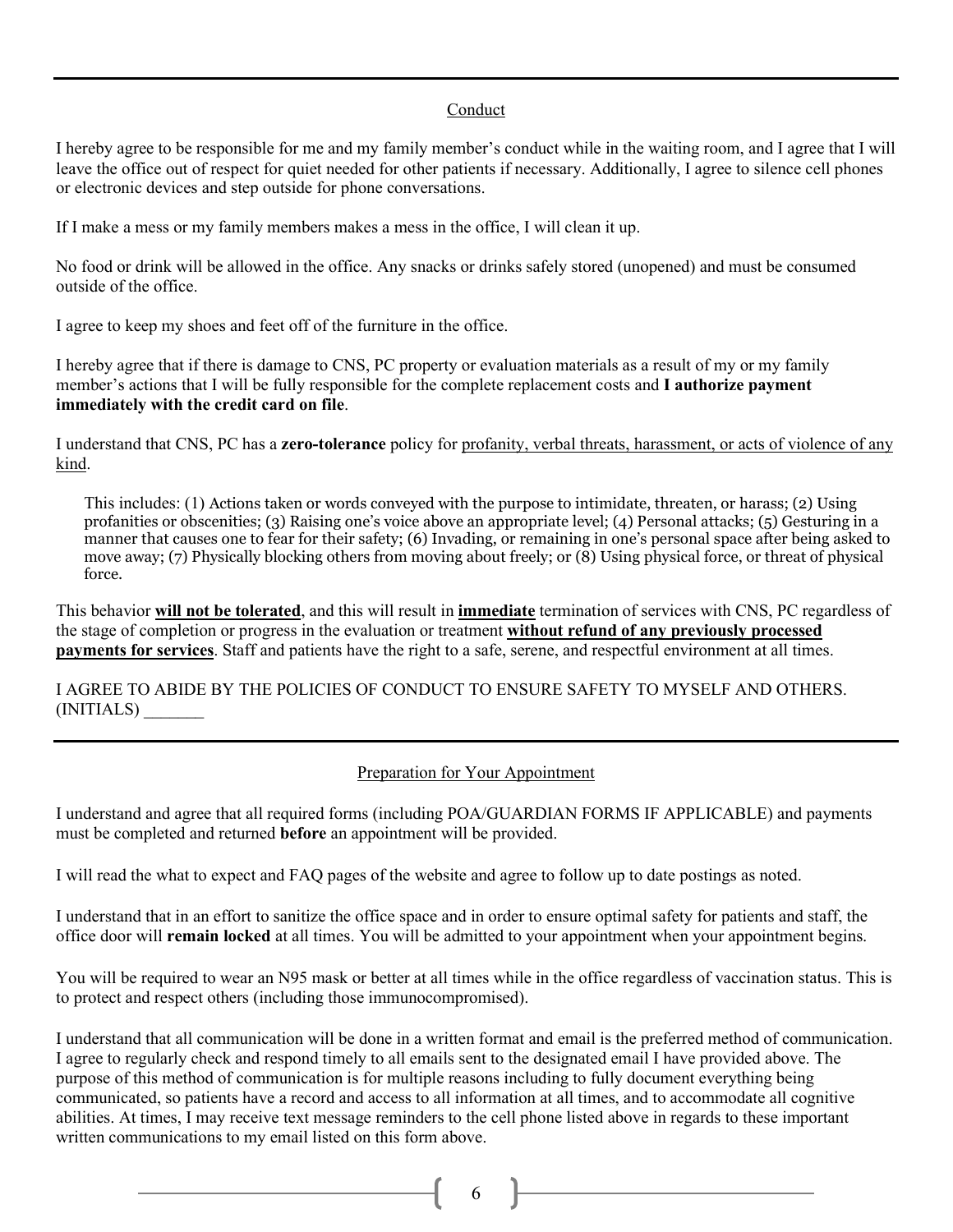## Conduct

I hereby agree to be responsible for me and my family member's conduct while in the waiting room, and I agree that I will leave the office out of respect for quiet needed for other patients if necessary. Additionally, I agree to silence cell phones or electronic devices and step outside for phone conversations.

If I make a mess or my family members makes a mess in the office, I will clean it up.

No food or drink will be allowed in the office. Any snacks or drinks safely stored (unopened) and must be consumed outside of the office.

I agree to keep my shoes and feet off of the furniture in the office.

I hereby agree that if there is damage to CNS, PC property or evaluation materials as a result of my or my family member's actions that I will be fully responsible for the complete replacement costs and **I authorize payment immediately with the credit card on file**.

I understand that CNS, PC has a **zero-tolerance** policy for <u>profanity, verbal threats, harassment, or acts of violence of any kind</u>.

> This includes: (1) Actions taken or words conveyed with the purpose to intimidate, threaten, or harass; (2) Using profanities or obscenities; (3) Raising one's voice above an appropriate level; (4) Personal attacks; (5) Gesturing in a manner that causes one to fear for their safety; (6) Invading, or remaining in one's personal space after being asked to move away; (7) Physically blocking others from moving about freely; or (8) Using physical force, or threat of physical force.

This behavior **<u>will not be tolerated</u>**, and this will result in **<u>immediate</u>** termination of services with CNS, PC regardless of the stage of completion or progress in the evaluation or treatment **<u>without refund of any previously processed payments for services</u>**. Staff and patients have the right to a safe, serene, and respectful environment at all times.

I AGREE TO ABIDE BY THE POLICIES OF CONDUCT TO ENSURE SAFETY TO MYSELF AND OTHERS. (INITIALS) _______

## Preparation for Your Appointment

I understand and agree that all required forms (including POA/GUARDIAN FORMS IF APPLICABLE) and payments must be completed and returned **before** an appointment will be provided.

I will read the what to expect and FAQ pages of the website and agree to follow up to date postings as noted.

I understand that in an effort to sanitize the office space and in order to ensure optimal safety for patients and staff, the office door will **remain locked** at all times. You will be admitted to your appointment when your appointment begins.

You will be required to wear an N95 mask or better at all times while in the office regardless of vaccination status. This is to protect and respect others (including those immunocompromised).

I understand that all communication will be done in a written format and email is the preferred method of communication. I agree to regularly check and respond timely to all emails sent to the designated email I have provided above. The purpose of this method of communication is for multiple reasons including to fully document everything being communicated, so patients have a record and access to all information at all times, and to accommodate all cognitive abilities. At times, I may receive text message reminders to the cell phone listed above in regards to these important written communications to my email listed on this form above.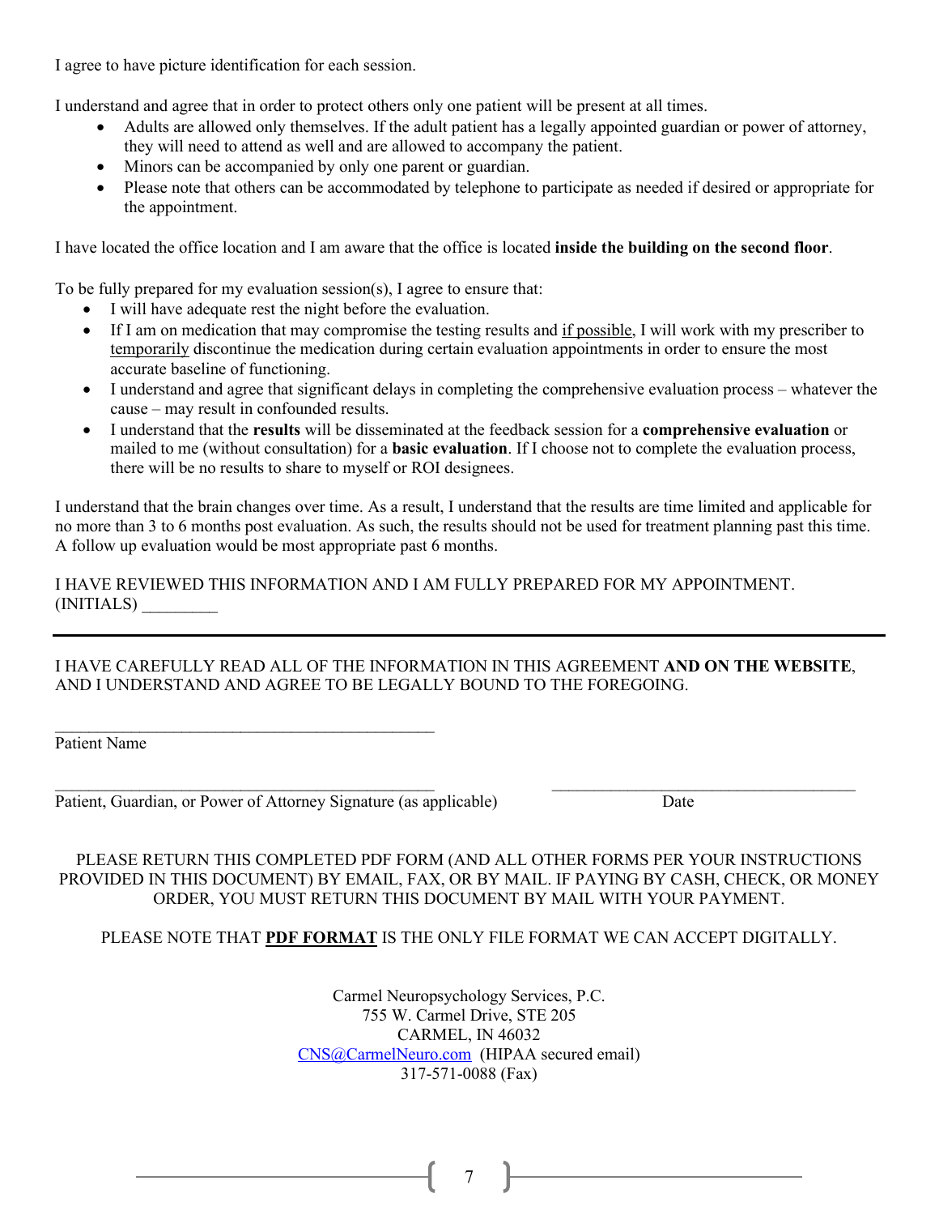I agree to have picture identification for each session.

I understand and agree that in order to protect others only one patient will be present at all times.

- Adults are allowed only themselves. If the adult patient has a legally appointed guardian or power of attorney, they will need to attend as well and are allowed to accompany the patient.
- Minors can be accompanied by only one parent or guardian.
- Please note that others can be accommodated by telephone to participate as needed if desired or appropriate for the appointment.

I have located the office location and I am aware that the office is located **inside the building on the second floor**.

To be fully prepared for my evaluation session(s), I agree to ensure that:

- I will have adequate rest the night before the evaluation.
- If I am on medication that may compromise the testing results and <u>if possible</u>, I will work with my prescriber to <u>temporarily</u> discontinue the medication during certain evaluation appointments in order to ensure the most accurate baseline of functioning.
- I understand and agree that significant delays in completing the comprehensive evaluation process – whatever the cause – may result in confounded results.
- I understand that the **results** will be disseminated at the feedback session for a **comprehensive evaluation** or mailed to me (without consultation) for a **basic evaluation**. If I choose not to complete the evaluation process, there will be no results to share to myself or ROI designees.

I understand that the brain changes over time. As a result, I understand that the results are time limited and applicable for no more than 3 to 6 months post evaluation. As such, the results should not be used for treatment planning past this time. A follow up evaluation would be most appropriate past 6 months.

I HAVE REVIEWED THIS INFORMATION AND I AM FULLY PREPARED FOR MY APPOINTMENT. (INITIALS) _________

---

I HAVE CAREFULLY READ ALL OF THE INFORMATION IN THIS AGREEMENT **AND ON THE WEBSITE**, AND I UNDERSTAND AND AGREE TO BE LEGALLY BOUND TO THE FOREGOING.

______________________________________________
Patient Name

______________________________________________ ____________________________________
Patient, Guardian, or Power of Attorney Signature (as applicable) Date

PLEASE RETURN THIS COMPLETED PDF FORM (AND ALL OTHER FORMS PER YOUR INSTRUCTIONS PROVIDED IN THIS DOCUMENT) BY EMAIL, FAX, OR BY MAIL. IF PAYING BY CASH, CHECK, OR MONEY ORDER, YOU MUST RETURN THIS DOCUMENT BY MAIL WITH YOUR PAYMENT.

PLEASE NOTE THAT <u>**PDF FORMAT**</u> IS THE ONLY FILE FORMAT WE CAN ACCEPT DIGITALLY.

Carmel Neuropsychology Services, P.C.
755 W. Carmel Drive, STE 205
CARMEL, IN 46032
CNS@CarmelNeuro.com (HIPAA secured email)
317-571-0088 (Fax)